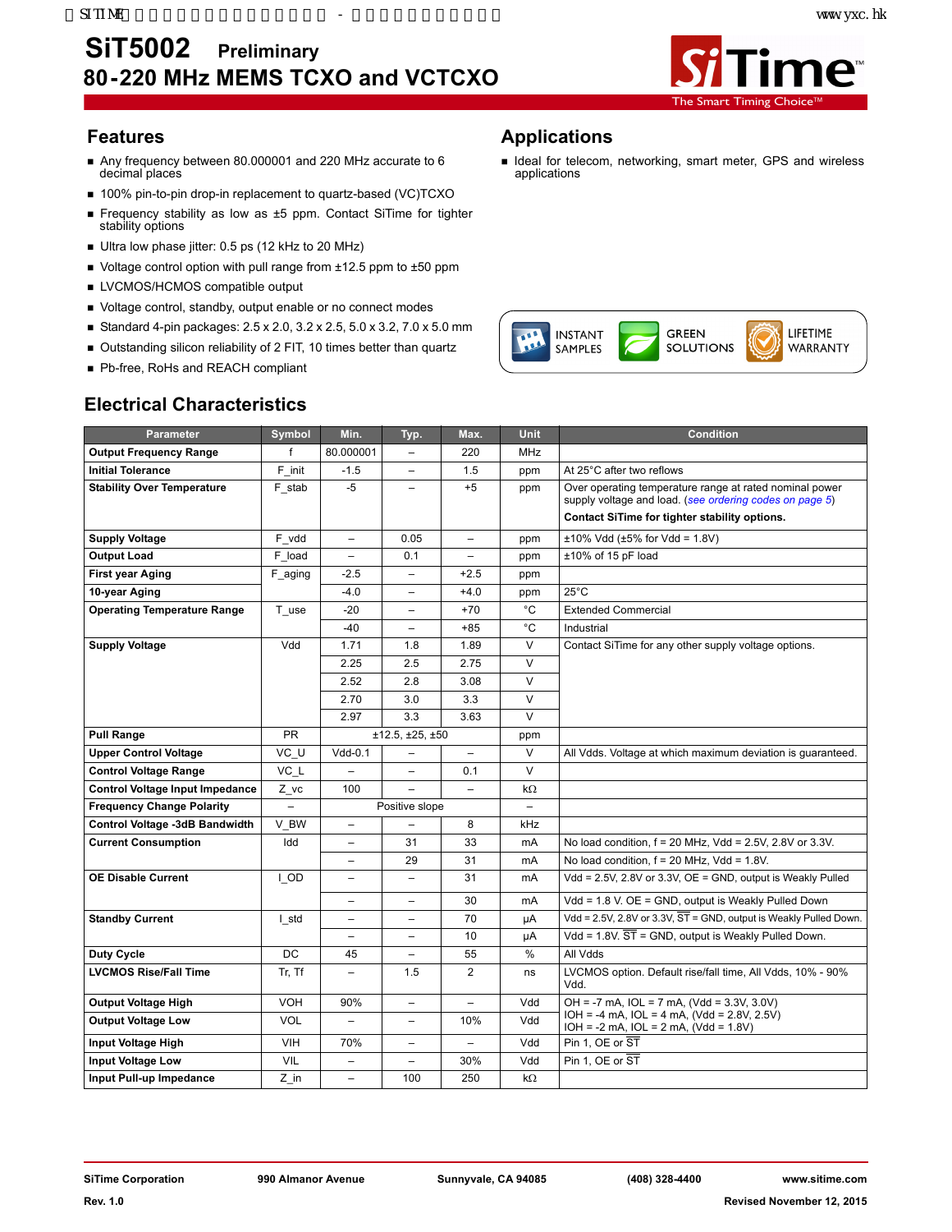# SiT5002 Preliminary
## 80-220 MHz MEMS TCXO and VCTCXO

SiTime
The Smart Timing Choice™

## Features

- Any frequency between 80.000001 and 220 MHz accurate to 6 decimal places
- 100% pin-to-pin drop-in replacement to quartz-based (VC)TCXO
- Frequency stability as low as ±5 ppm. Contact SiTime for tighter stability options
- Ultra low phase jitter: 0.5 ps (12 kHz to 20 MHz)
- Voltage control option with pull range from ±12.5 ppm to ±50 ppm
- LVCMOS/HCMOS compatible output
- Voltage control, standby, output enable or no connect modes
- Standard 4-pin packages: 2.5 x 2.0, 3.2 x 2.5, 5.0 x 3.2, 7.0 x 5.0 mm
- Outstanding silicon reliability of 2 FIT, 10 times better than quartz
- Pb-free, RoHS and REACH compliant

## Applications

- Ideal for telecom, networking, smart meter, GPS and wireless applications

INSTANT SAMPLES | GREEN SOLUTIONS | LIFETIME WARRANTY

## Electrical Characteristics

| Parameter | Symbol | Min. | Typ. | Max. | Unit | Condition |
|---|---|---|---|---|---|---|
| **Output Frequency Range** | f | 80.000001 | – | 220 | MHz | |
| **Initial Tolerance** | F_init | -1.5 | – | 1.5 | ppm | At 25°C after two reflows |
| **Stability Over Temperature** | F_stab | -5 | – | +5 | ppm | Over operating temperature range at rated nominal power supply voltage and load. (*see ordering codes on page 5*) **Contact SiTime for tighter stability options.** |
| **Supply Voltage** | F_vdd | – | 0.05 | – | ppm | ±10% Vdd (±5% for Vdd = 1.8V) |
| **Output Load** | F_load | – | 0.1 | – | ppm | ±10% of 15 pF load |
| **First year Aging** | F_aging | -2.5 | – | +2.5 | ppm | |
| **10-year Aging** | | -4.0 | – | +4.0 | ppm | 25°C |
| **Operating Temperature Range** | T_use | -20 | – | +70 | °C | Extended Commercial |
| | | -40 | – | +85 | °C | Industrial |
| **Supply Voltage** | Vdd | 1.71 | 1.8 | 1.89 | V | Contact SiTime for any other supply voltage options. |
| | | 2.25 | 2.5 | 2.75 | V | |
| | | 2.52 | 2.8 | 3.08 | V | |
| | | 2.70 | 3.0 | 3.3 | V | |
| | | 2.97 | 3.3 | 3.63 | V | |
| **Pull Range** | PR | | ±12.5, ±25, ±50 | | ppm | |
| **Upper Control Voltage** | VC_U | Vdd-0.1 | – | – | V | All Vdds. Voltage at which maximum deviation is guaranteed. |
| **Control Voltage Range** | VC_L | – | – | 0.1 | V | |
| **Control Voltage Input Impedance** | Z_vc | 100 | – | – | kΩ | |
| **Frequency Change Polarity** | – | | Positive slope | | – | |
| **Control Voltage -3dB Bandwidth** | V_BW | – | – | 8 | kHz | |
| **Current Consumption** | Idd | – | 31 | 33 | mA | No load condition, f = 20 MHz, Vdd = 2.5V, 2.8V or 3.3V. |
| | | – | 29 | 31 | mA | No load condition, f = 20 MHz, Vdd = 1.8V. |
| **OE Disable Current** | I_OD | – | – | 31 | mA | Vdd = 2.5V, 2.8V or 3.3V, OE = GND, output is Weakly Pulled |
| | | – | – | 30 | mA | Vdd = 1.8 V. OE = GND, output is Weakly Pulled Down |
| **Standby Current** | I_std | – | – | 70 | µA | Vdd = 2.5V, 2.8V or 3.3V, $\overline{ST}$ = GND, output is Weakly Pulled Down. |
| | | – | – | 10 | µA | Vdd = 1.8V. $\overline{ST}$ = GND, output is Weakly Pulled Down. |
| **Duty Cycle** | DC | 45 | – | 55 | % | All Vdds |
| **LVCMOS Rise/Fall Time** | Tr, Tf | – | 1.5 | 2 | ns | LVCMOS option. Default rise/fall time, All Vdds, 10% - 90% Vdd. |
| **Output Voltage High** | VOH | 90% | – | – | Vdd | OH = -7 mA, IOL = 7 mA, (Vdd = 3.3V, 3.0V) IOH = -4 mA, IOL = 4 mA, (Vdd = 2.8V, 2.5V) IOH = -2 mA, IOL = 2 mA, (Vdd = 1.8V) |
| **Output Voltage Low** | VOL | – | – | 10% | Vdd | |
| **Input Voltage High** | VIH | 70% | – | – | Vdd | Pin 1, OE or $\overline{ST}$ |
| **Input Voltage Low** | VIL | – | – | 30% | Vdd | Pin 1, OE or $\overline{ST}$ |
| **Input Pull-up Impedance** | Z_in | – | 100 | 250 | kΩ | |

SiTime Corporation | 990 Almanor Avenue | Sunnyvale, CA 94085 | (408) 328-4400 | www.sitime.com

Rev. 1.0 | Revised November 12, 2015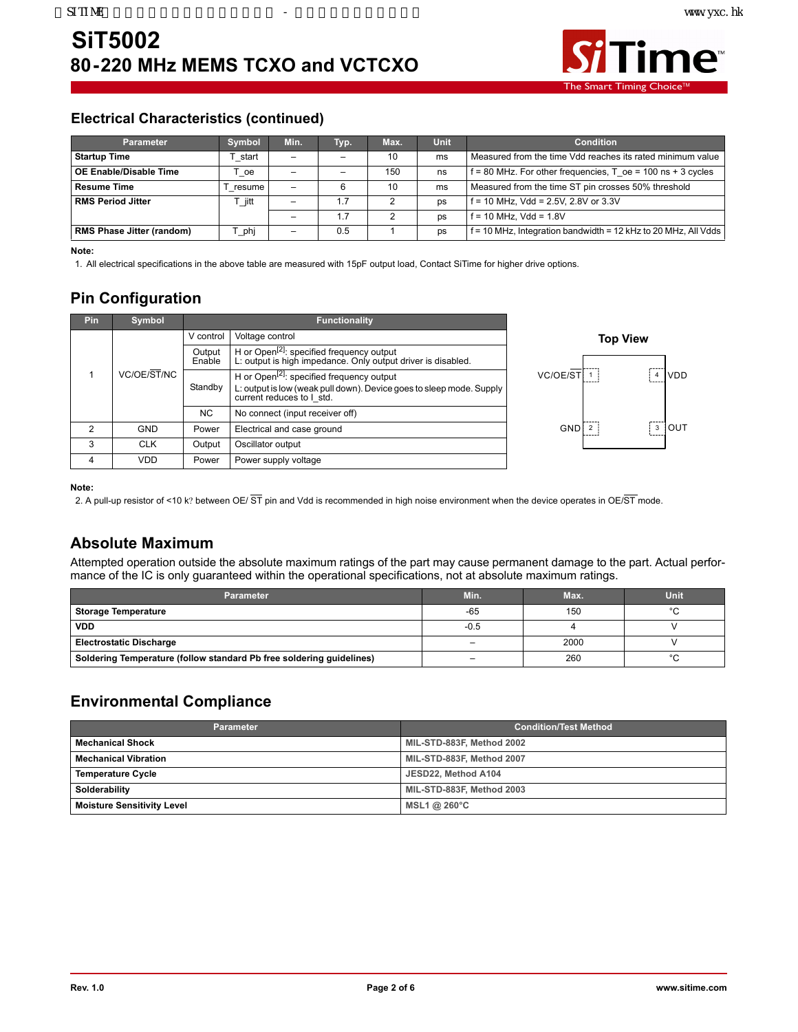# SiT5002
## 80-220 MHz MEMS TCXO and VCTCXO

## Electrical Characteristics (continued)

| Parameter | Symbol | Min. | Typ. | Max. | Unit | Condition |
|---|---|---|---|---|---|---|
| **Startup Time** | T_start | – | – | 10 | ms | Measured from the time Vdd reaches its rated minimum value |
| **OE Enable/Disable Time** | T_oe | – | – | 150 | ns | f = 80 MHz. For other frequencies, T_oe = 100 ns + 3 cycles |
| **Resume Time** | T_resume | – | 6 | 10 | ms | Measured from the time ST pin crosses 50% threshold |
| **RMS Period Jitter** | T_jitt | – | 1.7 | 2 | ps | f = 10 MHz, Vdd = 2.5V, 2.8V or 3.3V |
| | | – | 1.7 | 2 | ps | f = 10 MHz, Vdd = 1.8V |
| **RMS Phase Jitter (random)** | T_phj | – | 0.5 | 1 | ps | f = 10 MHz, Integration bandwidth = 12 kHz to 20 MHz, All Vdds |

**Note:**
1. All electrical specifications in the above table are measured with 15pF output load, Contact SiTime for higher drive options.

## Pin Configuration

| Pin | Symbol | Functionality | |
|---|---|---|---|
| 1 | VC/OE/ST/NC | V control | Voltage control |
| | | Output Enable | H or Open[2]: specified frequency output<br>L: output is high impedance. Only output driver is disabled. |
| | | Standby | H or Open[2]: specified frequency output<br>L: output is low (weak pull down). Device goes to sleep mode. Supply current reduces to I_std. |
| | | NC | No connect (input receiver off) |
| 2 | GND | Power | Electrical and case ground |
| 3 | CLK | Output | Oscillator output |
| 4 | VDD | Power | Power supply voltage |

**Top View**

VC/OE/ST (1) — (4) VDD

GND (2) — (3) OUT

**Note:**
2. A pull-up resistor of <10 k? between OE/ ST pin and Vdd is recommended in high noise environment when the device operates in OE/ST mode.

## Absolute Maximum

Attempted operation outside the absolute maximum ratings of the part may cause permanent damage to the part. Actual performance of the IC is only guaranteed within the operational specifications, not at absolute maximum ratings.

| Parameter | Min. | Max. | Unit |
|---|---|---|---|
| **Storage Temperature** | -65 | 150 | °C |
| **VDD** | -0.5 | 4 | V |
| **Electrostatic Discharge** | – | 2000 | V |
| **Soldering Temperature (follow standard Pb free soldering guidelines)** | – | 260 | °C |

## Environmental Compliance

| Parameter | Condition/Test Method |
|---|---|
| **Mechanical Shock** | MIL-STD-883F, Method 2002 |
| **Mechanical Vibration** | MIL-STD-883F, Method 2007 |
| **Temperature Cycle** | JESD22, Method A104 |
| **Solderability** | MIL-STD-883F, Method 2003 |
| **Moisture Sensitivity Level** | MSL1 @ 260°C |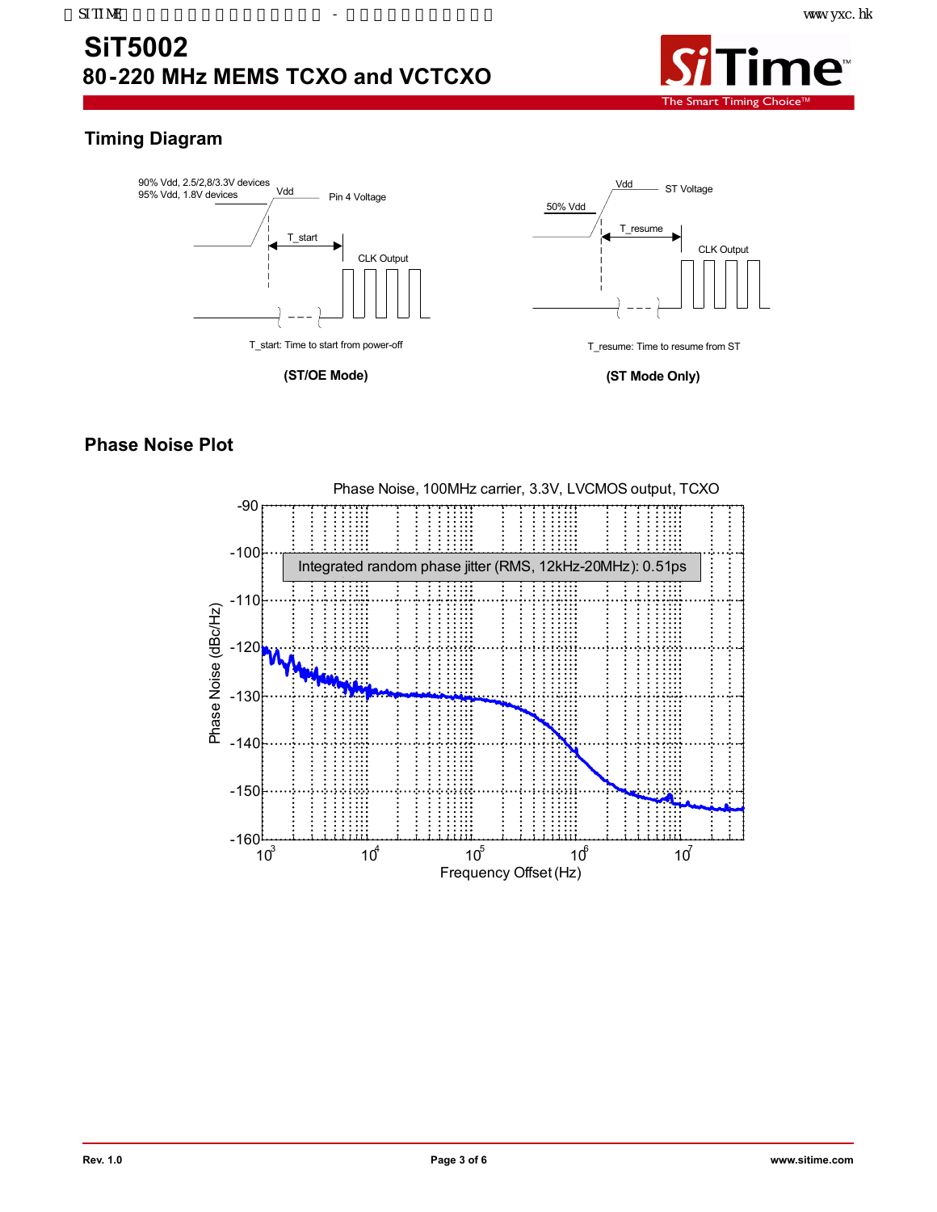## Timing Diagram

90% Vdd, 2.5/2,8/3.3V devices
95% Vdd, 1.8V devices

Vdd

Pin 4 Voltage

T_start

CLK Output

T_start: Time to start from power-off

**(ST/OE Mode)**

Vdd

ST Voltage

50% Vdd

T_resume

CLK Output

T_resume: Time to resume from ST

**(ST Mode Only)**

## Phase Noise Plot

Phase Noise, 100MHz carrier, 3.3V, LVCMOS output, TCXO

Integrated random phase jitter (RMS, 12kHz-20MHz): 0.51ps

Phase Noise (dBc/Hz)

Frequency Offset (Hz)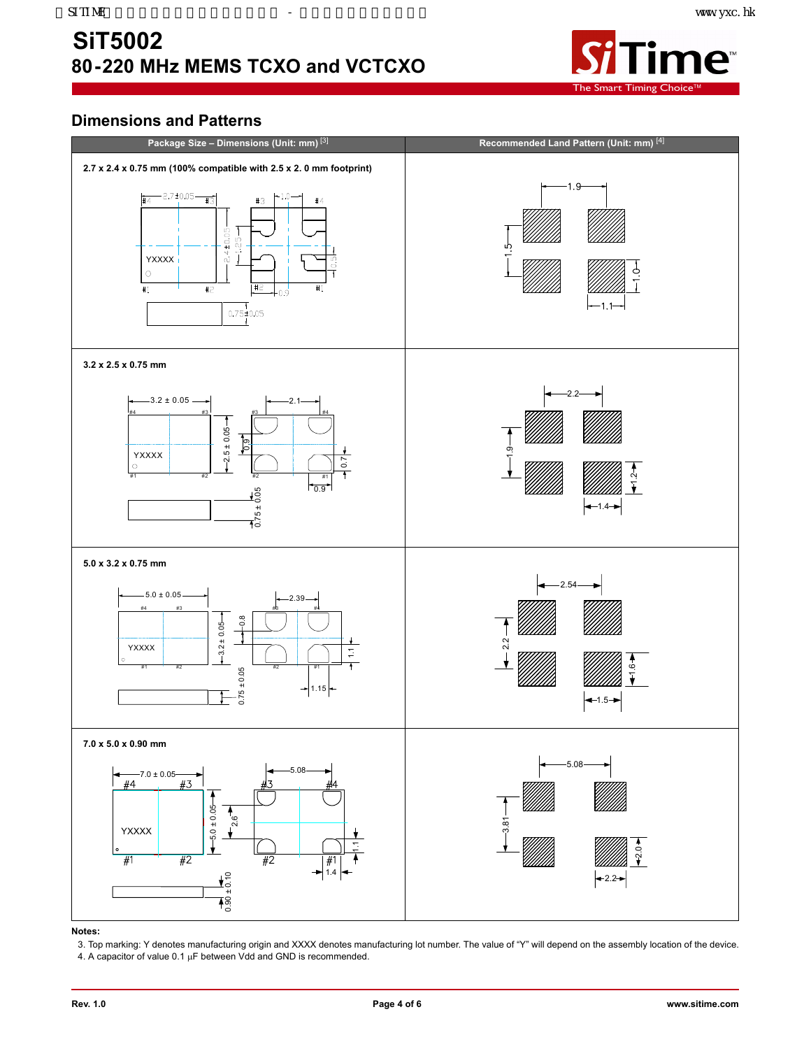## Dimensions and Patterns

| Package Size – Dimensions (Unit: mm) [3] | Recommended Land Pattern (Unit: mm) [4] |
|---|---|
| 2.7 x 2.4 x 0.75 mm (100% compatible with 2.5 x 2.0 mm footprint) | |
| 3.2 x 2.5 x 0.75 mm | |
| 5.0 x 3.2 x 0.75 mm | |
| 7.0 x 5.0 x 0.90 mm | |

**Notes:**

3. Top marking: Y denotes manufacturing origin and XXXX denotes manufacturing lot number. The value of "Y" will depend on the assembly location of the device.
4. A capacitor of value 0.1 µF between Vdd and GND is recommended.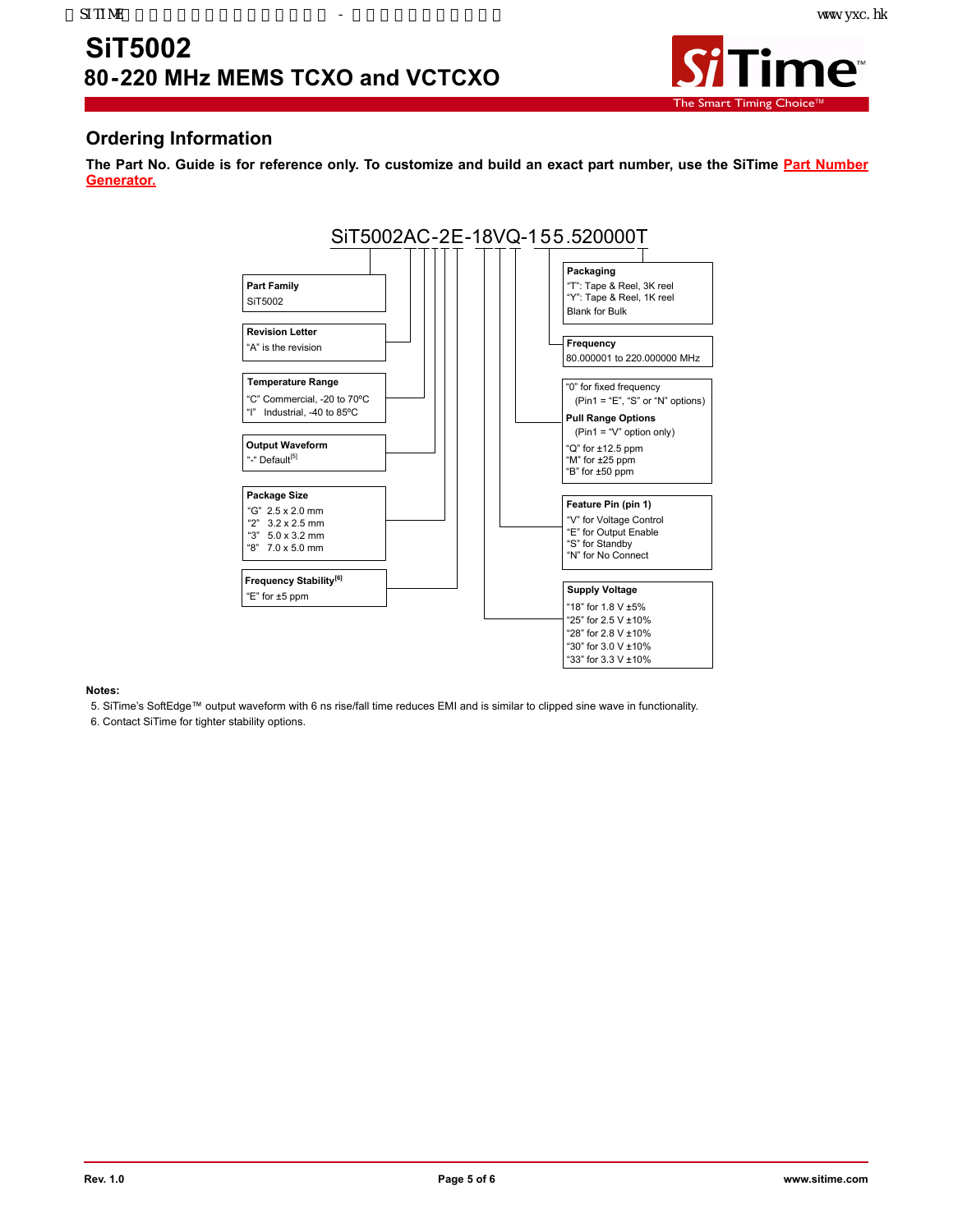# SiT5002
## 80-220 MHz MEMS TCXO and VCTCXO

## Ordering Information

**The Part No. Guide is for reference only. To customize and build an exact part number, use the SiTime Part Number Generator.**

SiT5002AC-2E-18VQ-155.520000T

**Part Family**
SiT5002

**Revision Letter**
"A" is the revision

**Temperature Range**
"C" Commercial, -20 to 70ºC
"I" Industrial, -40 to 85ºC

**Output Waveform**
"-" Default[5]

**Package Size**
"G" 2.5 x 2.0 mm
"2" 3.2 x 2.5 mm
"3" 5.0 x 3.2 mm
"8" 7.0 x 5.0 mm

**Frequency Stability[6]**
"E" for ±5 ppm

**Packaging**
"T": Tape & Reel, 3K reel
"Y": Tape & Reel, 1K reel
Blank for Bulk

**Frequency**
80.000001 to 220.000000 MHz

"0" for fixed frequency
(Pin1 = "E", "S" or "N" options)

**Pull Range Options**
(Pin1 = "V" option only)
"Q" for ±12.5 ppm
"M" for ±25 ppm
"B" for ±50 ppm

**Feature Pin (pin 1)**
"V" for Voltage Control
"E" for Output Enable
"S" for Standby
"N" for No Connect

**Supply Voltage**
"18" for 1.8 V ±5%
"25" for 2.5 V ±10%
"28" for 2.8 V ±10%
"30" for 3.0 V ±10%
"33" for 3.3 V ±10%

**Notes:**

5. SiTime's SoftEdge™ output waveform with 6 ns rise/fall time reduces EMI and is similar to clipped sine wave in functionality.
6. Contact SiTime for tighter stability options.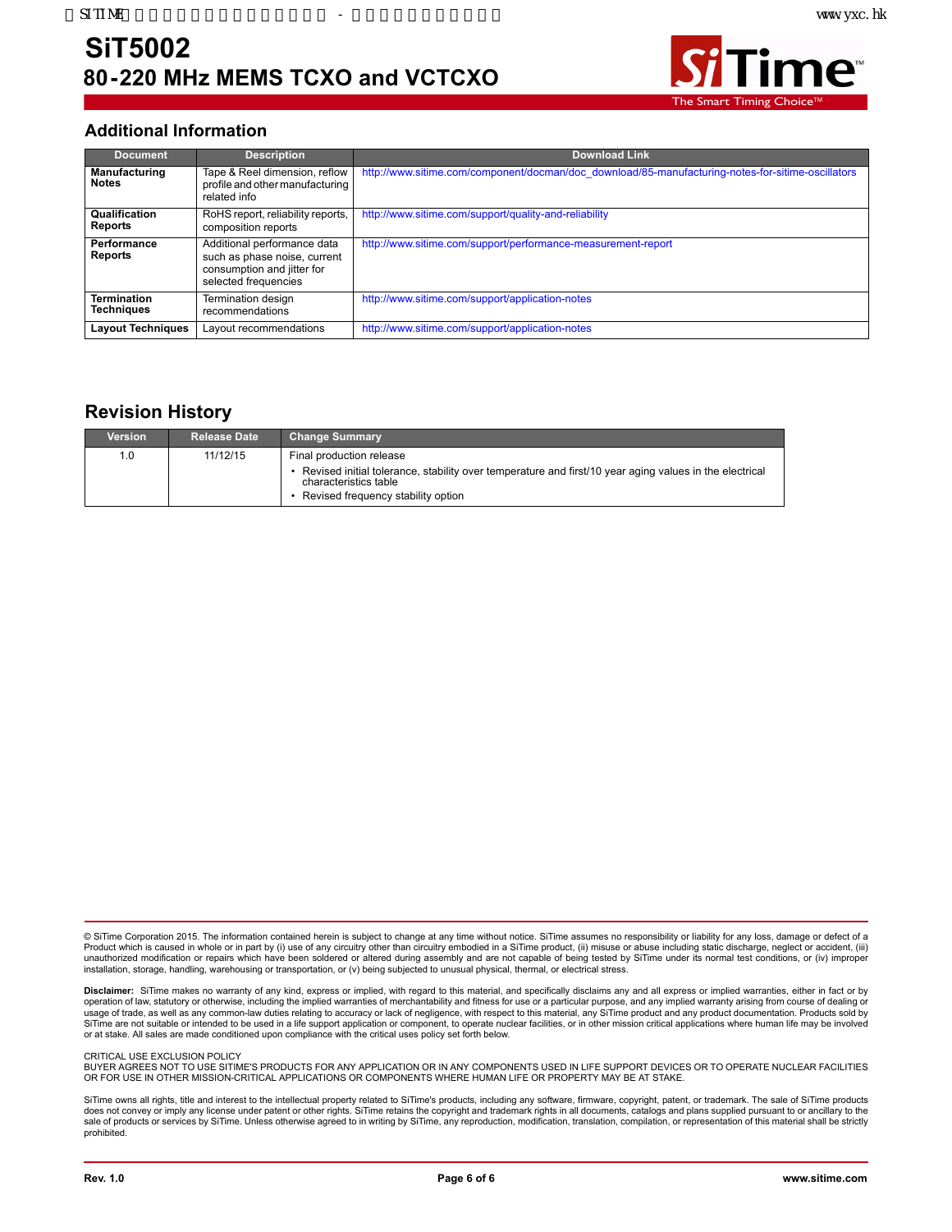# SiT5002
## 80-220 MHz MEMS TCXO and VCTCXO

## Additional Information

| Document | Description | Download Link |
|---|---|---|
| **Manufacturing Notes** | Tape & Reel dimension, reflow profile and other manufacturing related info | http://www.sitime.com/component/docman/doc_download/85-manufacturing-notes-for-sitime-oscillators |
| **Qualification Reports** | RoHS report, reliability reports, composition reports | http://www.sitime.com/support/quality-and-reliability |
| **Performance Reports** | Additional performance data such as phase noise, current consumption and jitter for selected frequencies | http://www.sitime.com/support/performance-measurement-report |
| **Termination Techniques** | Termination design recommendations | http://www.sitime.com/support/application-notes |
| **Layout Techniques** | Layout recommendations | http://www.sitime.com/support/application-notes |

## Revision History

| Version | Release Date | Change Summary |
|---|---|---|
| 1.0 | 11/12/15 | Final production release<br>• Revised initial tolerance, stability over temperature and first/10 year aging values in the electrical characteristics table<br>• Revised frequency stability option |

© SiTime Corporation 2015. The information contained herein is subject to change at any time without notice. SiTime assumes no responsibility or liability for any loss, damage or defect of a Product which is caused in whole or in part by (i) use of any circuitry other than circuitry embodied in a SiTime product, (ii) misuse or abuse including static discharge, neglect or accident, (iii) unauthorized modification or repairs which have been soldered or altered during assembly and are not capable of being tested by SiTime under its normal test conditions, or (iv) improper installation, storage, handling, warehousing or transportation, or (v) being subjected to unusual physical, thermal, or electrical stress.

**Disclaimer:** SiTime makes no warranty of any kind, express or implied, with regard to this material, and specifically disclaims any and all express or implied warranties, either in fact or by operation of law, statutory or otherwise, including the implied warranties of merchantability and fitness for use or a particular purpose, and any implied warranty arising from course of dealing or usage of trade, as well as any common-law duties relating to accuracy or lack of negligence, with respect to this material, any SiTime product and any product documentation. Products sold by SiTime are not suitable or intended to be used in a life support application or component, to operate nuclear facilities, or in other mission critical applications where human life may be involved or at stake. All sales are made conditioned upon compliance with the critical uses policy set forth below.

CRITICAL USE EXCLUSION POLICY
BUYER AGREES NOT TO USE SITIME'S PRODUCTS FOR ANY APPLICATION OR IN ANY COMPONENTS USED IN LIFE SUPPORT DEVICES OR TO OPERATE NUCLEAR FACILITIES OR FOR USE IN OTHER MISSION-CRITICAL APPLICATIONS OR COMPONENTS WHERE HUMAN LIFE OR PROPERTY MAY BE AT STAKE.

SiTime owns all rights, title and interest to the intellectual property related to SiTime's products, including any software, firmware, copyright, patent, or trademark. The sale of SiTime products does not convey or imply any license under patent or other rights. SiTime retains the copyright and trademark rights in all documents, catalogs and plans supplied pursuant to or ancillary to the sale of products or services by SiTime. Unless otherwise agreed to in writing by SiTime, any reproduction, modification, translation, compilation, or representation of this material shall be strictly prohibited.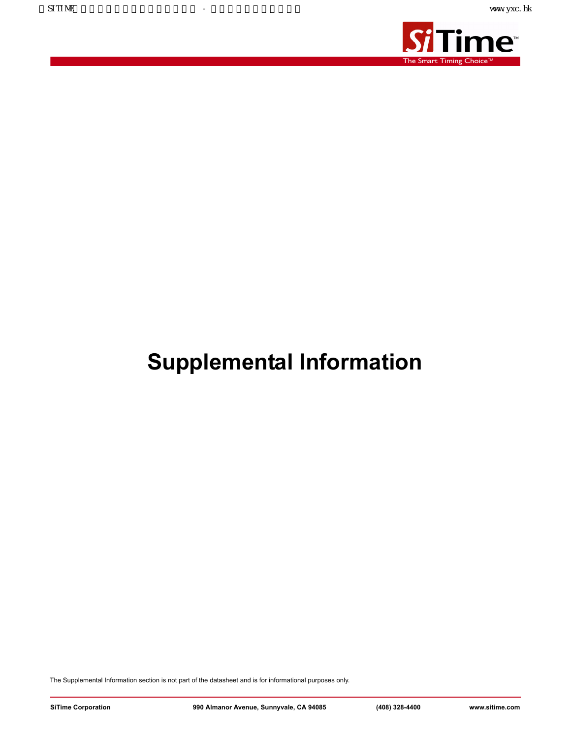# Supplemental Information

The Supplemental Information section is not part of the datasheet and is for informational purposes only.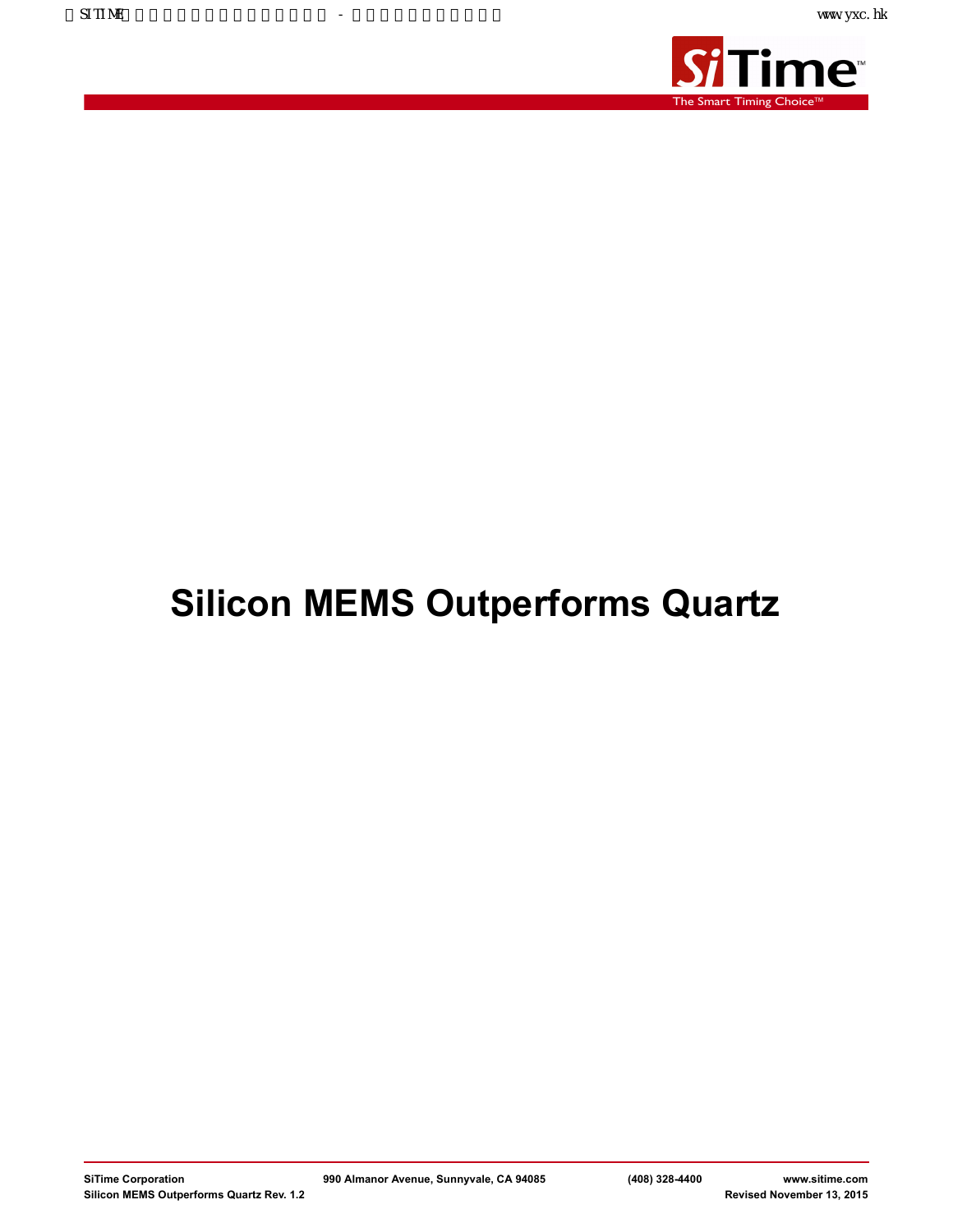# Silicon MEMS Outperforms Quartz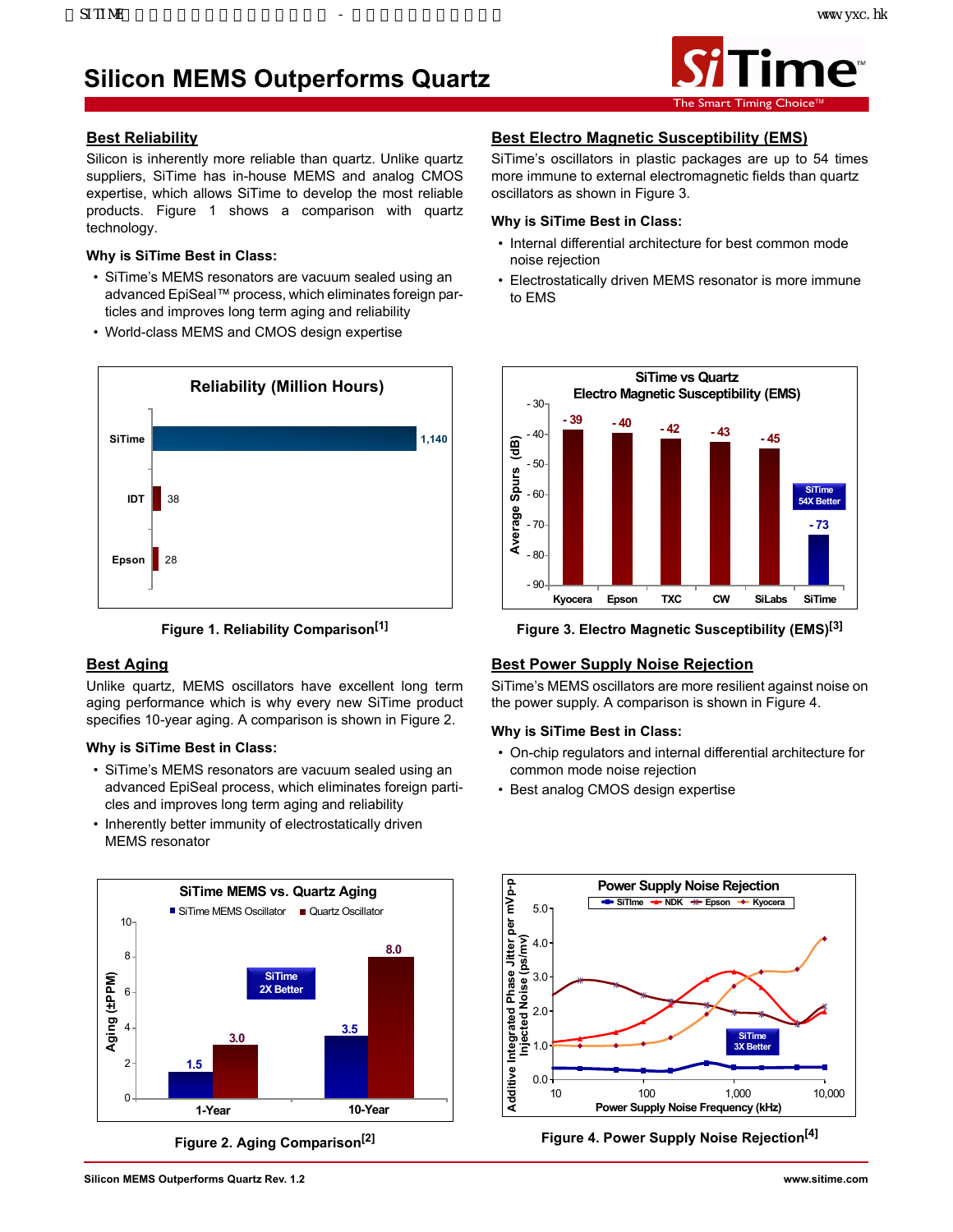# Silicon MEMS Outperforms Quartz

## Best Reliability

Silicon is inherently more reliable than quartz. Unlike quartz suppliers, SiTime has in-house MEMS and analog CMOS expertise, which allows SiTime to develop the most reliable products. Figure 1 shows a comparison with quartz technology.

### Why is SiTime Best in Class:

- SiTime's MEMS resonators are vacuum sealed using an advanced EpiSeal™ process, which eliminates foreign particles and improves long term aging and reliability
- World-class MEMS and CMOS design expertise

**Reliability (Million Hours)**

| | Million Hours |
|---|---|
| SiTime | 1,140 |
| IDT | 38 |
| Epson | 28 |

Figure 1. Reliability Comparison[1]

## Best Aging

Unlike quartz, MEMS oscillators have excellent long term aging performance which is why every new SiTime product specifies 10-year aging. A comparison is shown in Figure 2.

### Why is SiTime Best in Class:

- SiTime's MEMS resonators are vacuum sealed using an advanced EpiSeal process, which eliminates foreign particles and improves long term aging and reliability
- Inherently better immunity of electrostatically driven MEMS resonator

**SiTime MEMS vs. Quartz Aging** (Aging (±PPM)) — SiTime 2X Better

| | SiTime MEMS Oscillator | Quartz Oscillator |
|---|---|---|
| 1-Year | 1.5 | 3.0 |
| 10-Year | 3.5 | 8.0 |

Figure 2. Aging Comparison[2]

## Best Electro Magnetic Susceptibility (EMS)

SiTime's oscillators in plastic packages are up to 54 times more immune to external electromagnetic fields than quartz oscillators as shown in Figure 3.

### Why is SiTime Best in Class:

- Internal differential architecture for best common mode noise rejection
- Electrostatically driven MEMS resonator is more immune to EMS

**SiTime vs Quartz Electro Magnetic Susceptibility (EMS)** (Average Spurs (dB)) — SiTime 54X Better

| Kyocera | Epson | TXC | CW | SiLabs | SiTime |
|---|---|---|---|---|---|
| -39 | -40 | -42 | -43 | -45 | -73 |

Figure 3. Electro Magnetic Susceptibility (EMS)[3]

## Best Power Supply Noise Rejection

SiTime's MEMS oscillators are more resilient against noise on the power supply. A comparison is shown in Figure 4.

### Why is SiTime Best in Class:

- On-chip regulators and internal differential architecture for common mode noise rejection
- Best analog CMOS design expertise

**Power Supply Noise Rejection** — SiTime, NDK, Epson, Kyocera — SiTime 3X Better

Y-axis: Additive Integrated Phase Jitter per mVp-p Injected Noise (ps/mv); X-axis: Power Supply Noise Frequency (kHz)

Figure 4. Power Supply Noise Rejection[4]

Silicon MEMS Outperforms Quartz Rev. 1.2 www.sitime.com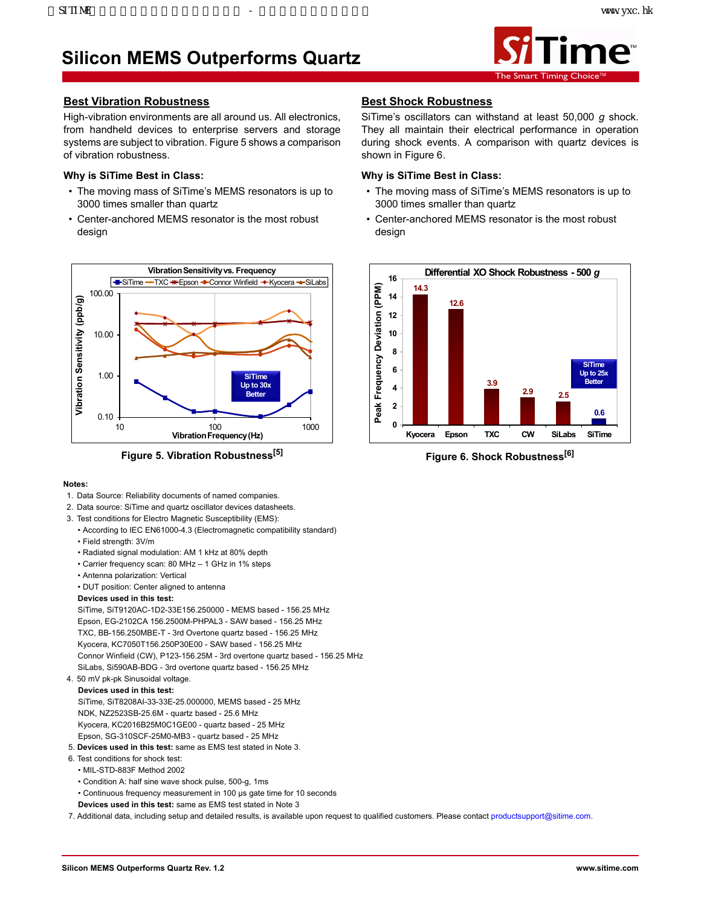# Silicon MEMS Outperforms Quartz

## Best Vibration Robustness

High-vibration environments are all around us. All electronics, from handheld devices to enterprise servers and storage systems are subject to vibration. Figure 5 shows a comparison of vibration robustness.

**Why is SiTime Best in Class:**

- The moving mass of SiTime's MEMS resonators is up to 3000 times smaller than quartz
- Center-anchored MEMS resonator is the most robust design

Figure 5. Vibration Robustness[5]

## Best Shock Robustness

SiTime's oscillators can withstand at least 50,000 *g* shock. They all maintain their electrical performance in operation during shock events. A comparison with quartz devices is shown in Figure 6.

**Why is SiTime Best in Class:**

- The moving mass of SiTime's MEMS resonators is up to 3000 times smaller than quartz
- Center-anchored MEMS resonator is the most robust design

Figure 6. Shock Robustness[6]

**Notes:**

1. Data Source: Reliability documents of named companies.
2. Data source: SiTime and quartz oscillator devices datasheets.
3. Test conditions for Electro Magnetic Susceptibility (EMS):
   - According to IEC EN61000-4.3 (Electromagnetic compatibility standard)
   - Field strength: 3V/m
   - Radiated signal modulation: AM 1 kHz at 80% depth
   - Carrier frequency scan: 80 MHz – 1 GHz in 1% steps
   - Antenna polarization: Vertical
   - DUT position: Center aligned to antenna

   **Devices used in this test:**
   SiTime, SiT9120AC-1D2-33E156.250000 - MEMS based - 156.25 MHz
   Epson, EG-2102CA 156.2500M-PHPAL3 - SAW based - 156.25 MHz
   TXC, BB-156.250MBE-T - 3rd Overtone quartz based - 156.25 MHz
   Kyocera, KC7050T156.250P30E00 - SAW based - 156.25 MHz
   Connor Winfield (CW), P123-156.25M - 3rd overtone quartz based - 156.25 MHz
   SiLabs, Si590AB-BDG - 3rd overtone quartz based - 156.25 MHz
4. 50 mV pk-pk Sinusoidal voltage.

   **Devices used in this test:**
   SiTime, SiT8208AI-33-33E-25.000000, MEMS based - 25 MHz
   NDK, NZ2523SB-25.6M - quartz based - 25.6 MHz
   Kyocera, KC2016B25M0C1GE00 - quartz based - 25 MHz
   Epson, SG-310SCF-25M0-MB3 - quartz based - 25 MHz
5. **Devices used in this test:** same as EMS test stated in Note 3.
6. Test conditions for shock test:
   - MIL-STD-883F Method 2002
   - Condition A: half sine wave shock pulse, 500-g, 1ms
   - Continuous frequency measurement in 100 μs gate time for 10 seconds

   **Devices used in this test:** same as EMS test stated in Note 3
7. Additional data, including setup and detailed results, is available upon request to qualified customers. Please contact productsupport@sitime.com.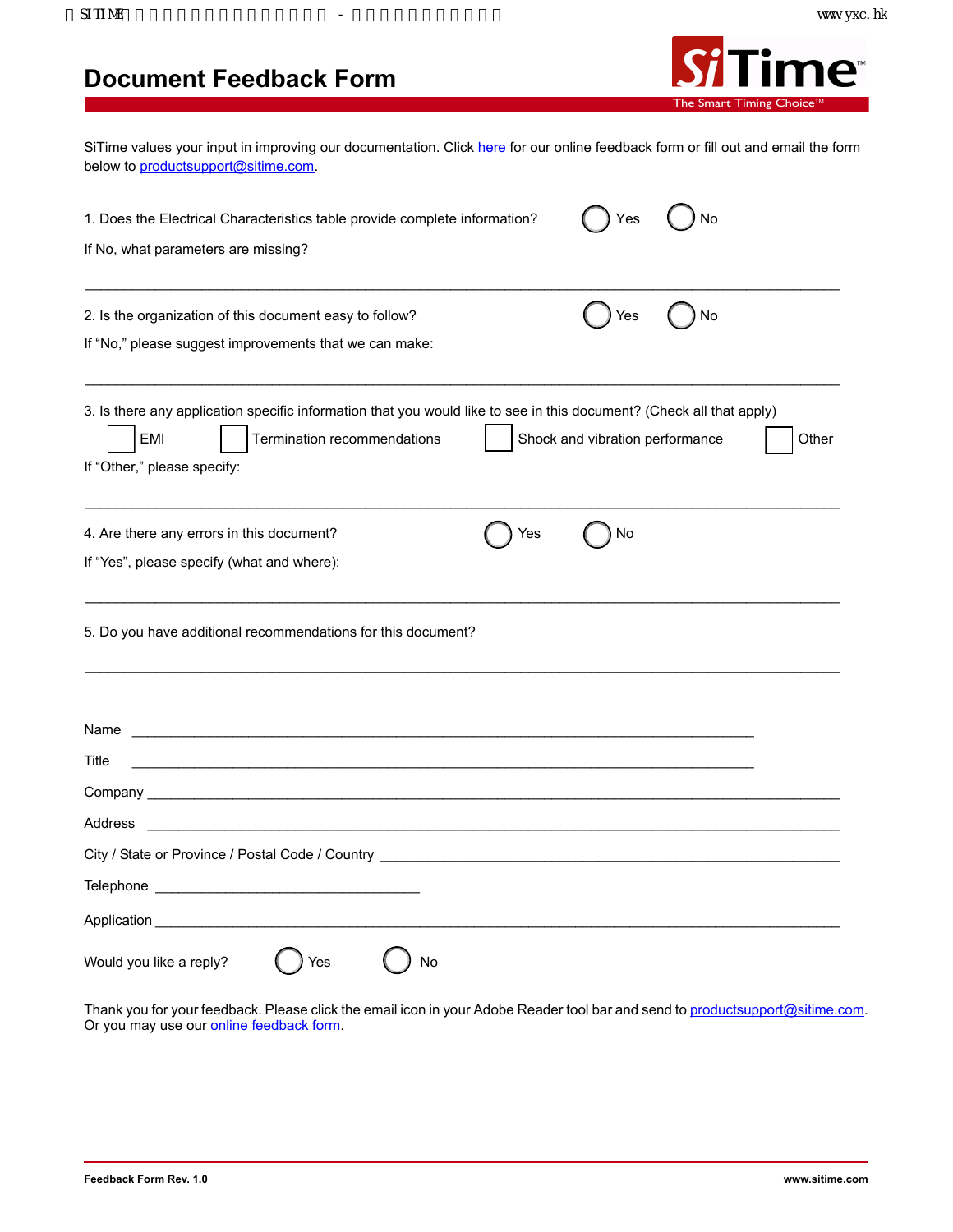# Document Feedback Form

SiTime values your input in improving our documentation. Click here for our online feedback form or fill out and email the form below to productsupport@sitime.com.

1. Does the Electrical Characteristics table provide complete information? ○ Yes ○ No

If No, what parameters are missing?

______________________________________________________________________________

2. Is the organization of this document easy to follow? ○ Yes ○ No

If "No," please suggest improvements that we can make:

______________________________________________________________________________

3. Is there any application specific information that you would like to see in this document? (Check all that apply)

☐ EMI ☐ Termination recommendations ☐ Shock and vibration performance ☐ Other

If "Other," please specify:

______________________________________________________________________________

4. Are there any errors in this document? ○ Yes ○ No

If "Yes", please specify (what and where):

______________________________________________________________________________

5. Do you have additional recommendations for this document?

______________________________________________________________________________

Name ______________________________________________________________________

Title _______________________________________________________________________

Company ___________________________________________________________________

Address ____________________________________________________________________

City / State or Province / Postal Code / Country ________________________________

Telephone ______________________________

Application _________________________________________________________________

Would you like a reply? ○ Yes ○ No

Thank you for your feedback. Please click the email icon in your Adobe Reader tool bar and send to productsupport@sitime.com. Or you may use our online feedback form.